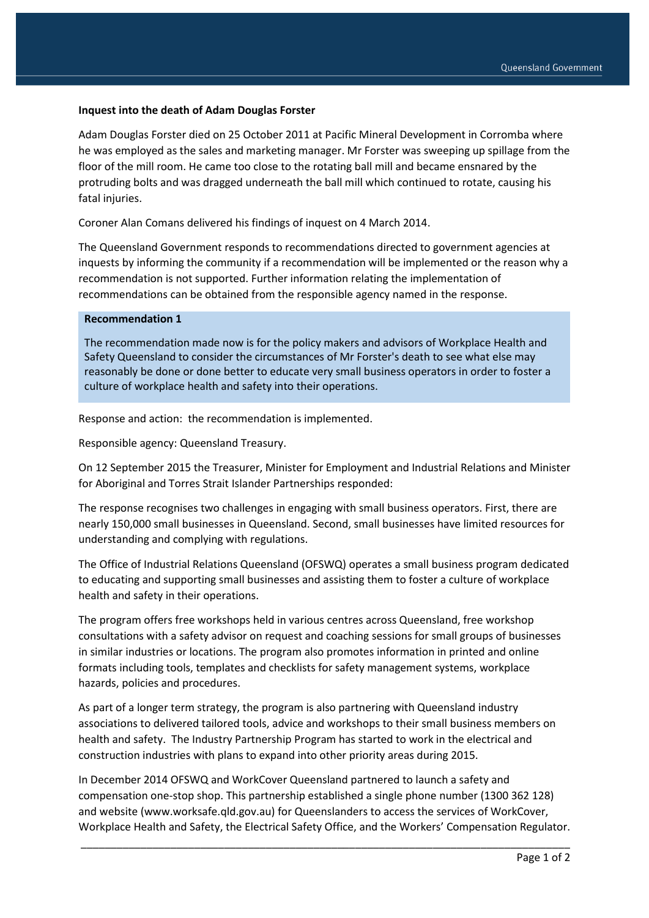**Inquest into the death of Adam Douglas Forster**

Adam Douglas Forster died on 25 October 2011 at Pacific Mineral Development in Corromba where he was employed as the sales and marketing manager. Mr Forster was sweeping up spillage from the floor of the mill room. He came too close to the rotating ball mill and became ensnared by the protruding bolts and was dragged underneath the ball mill which continued to rotate, causing his fatal injuries.

Coroner Alan Comans delivered his findings of inquest on 4 March 2014.

The Queensland Government responds to recommendations directed to government agencies at inquests by informing the community if a recommendation will be implemented or the reason why a recommendation is not supported. Further information relating the implementation of recommendations can be obtained from the responsible agency named in the response.

**Recommendation 1**

The recommendation made now is for the policy makers and advisors of Workplace Health and Safety Queensland to consider the circumstances of Mr Forster's death to see what else may reasonably be done or done better to educate very small business operators in order to foster a culture of workplace health and safety into their operations.

Response and action: the recommendation is implemented.

Responsible agency: Queensland Treasury.

On 12 September 2015 the Treasurer, Minister for Employment and Industrial Relations and Minister for Aboriginal and Torres Strait Islander Partnerships responded:

The response recognises two challenges in engaging with small business operators. First, there are nearly 150,000 small businesses in Queensland. Second, small businesses have limited resources for understanding and complying with regulations.

The Office of Industrial Relations Queensland (OFSWQ) operates a small business program dedicated to educating and supporting small businesses and assisting them to foster a culture of workplace health and safety in their operations.

The program offers free workshops held in various centres across Queensland, free workshop consultations with a safety advisor on request and coaching sessions for small groups of businesses in similar industries or locations. The program also promotes information in printed and online formats including tools, templates and checklists for safety management systems, workplace hazards, policies and procedures.

As part of a longer term strategy, the program is also partnering with Queensland industry associations to delivered tailored tools, advice and workshops to their small business members on health and safety. The Industry Partnership Program has started to work in the electrical and construction industries with plans to expand into other priority areas during 2015.

In December 2014 OFSWQ and WorkCover Queensland partnered to launch a safety and compensation one-stop shop. This partnership established a single phone number (1300 362 128) and website (www.worksafe.qld.gov.au) for Queenslanders to access the services of WorkCover, Workplace Health and Safety, the Electrical Safety Office, and the Workers' Compensation Regulator.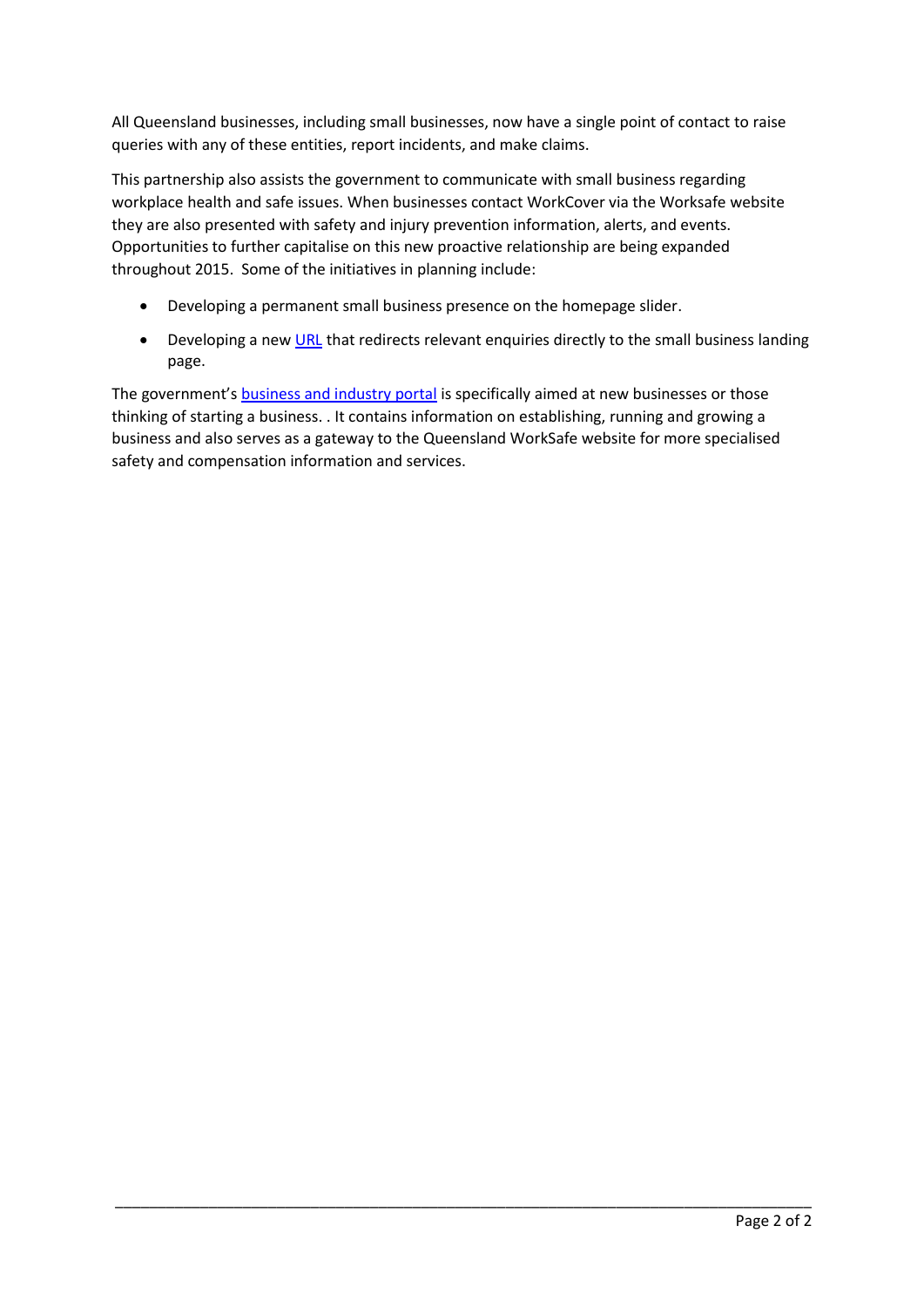All Queensland businesses, including small businesses, now have a single point of contact to raise queries with any of these entities, report incidents, and make claims.

This partnership also assists the government to communicate with small business regarding workplace health and safe issues. When businesses contact WorkCover via the Worksafe website they are also presented with safety and injury prevention information, alerts, and events. Opportunities to further capitalise on this new proactive relationship are being expanded throughout 2015. Some of the initiatives in planning include:

- Developing a permanent small business presence on the homepage slider.
- Developing a new URL that redirects relevant enquiries directly to the small business landing page.

The government's business and industry portal is specifically aimed at new businesses or those thinking of starting a business. . It contains information on establishing, running and growing a business and also serves as a gateway to the Queensland WorkSafe website for more specialised safety and compensation information and services.